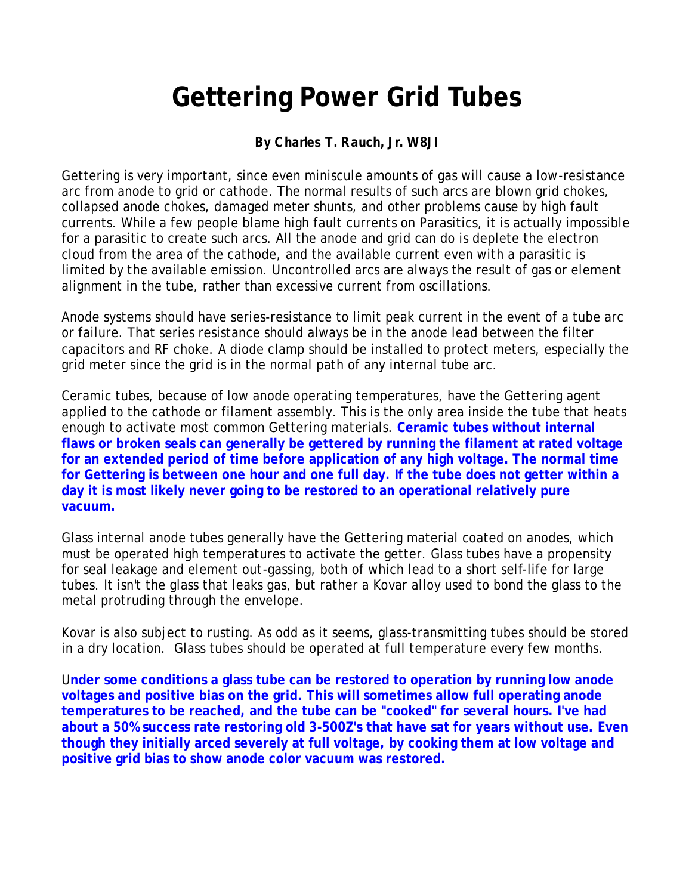# Gettering Power Grid Tubes

**By Charles T. Rauch, Jr. W8JI**

Gettering is very important, since even miniscule amounts of gas will cause a low-resistance arc from anode to grid or cathode. The normal results of such arcs are blown grid chokes, collapsed anode chokes, damaged meter shunts, and other problems cause by high fault currents. While a few people blame high fault currents on Parasitics, it is actually impossible for a parasitic to create such arcs. All the anode and grid can do is deplete the electron cloud from the area of the cathode, and the available current even with a parasitic is limited by the available emission. Uncontrolled arcs are always the result of gas or element alignment in the tube, rather than excessive current from oscillations.

Anode systems should have series-resistance to limit peak current in the event of a tube arc or failure. That series resistance should always be in the anode lead between the filter capacitors and RF choke. A diode clamp should be installed to protect meters, especially the grid meter since the grid is in the normal path of any internal tube arc.

Ceramic tubes, because of low anode operating temperatures, have the Gettering agent applied to the cathode or filament assembly. This is the only area inside the tube that heats enough to activate most common Gettering materials. **Ceramic tubes without internal flaws or broken seals can generally be gettered by running the filament at rated voltage for an extended period of time before application of any high voltage. The normal time for Gettering is between one hour and one full day. If the tube does not getter within a day it is most likely never going to be restored to an operational relatively pure vacuum.**

Glass internal anode tubes generally have the Gettering material coated on anodes, which must be operated high temperatures to activate the getter. Glass tubes have a propensity for seal leakage and element out-gassing, both of which lead to a short self-life for large tubes. It isn't the glass that leaks gas, but rather a Kovar alloy used to bond the glass to the metal protruding through the envelope.

Kovar is also subject to rusting. As odd as it seems, glass-transmitting tubes should be stored in a dry location. Glass tubes should be operated at full temperature every few months.

U**nder some conditions a glass tube can be restored to operation by running low anode voltages and positive bias on the grid. This will sometimes allow full operating anode temperatures to be reached, and the tube can be "cooked" for several hours. I've had about a 50% success rate restoring old 3-500Z's that have sat for years without use. Even though they initially arced severely at full voltage, by cooking them at low voltage and positive grid bias to show anode color vacuum was restored.**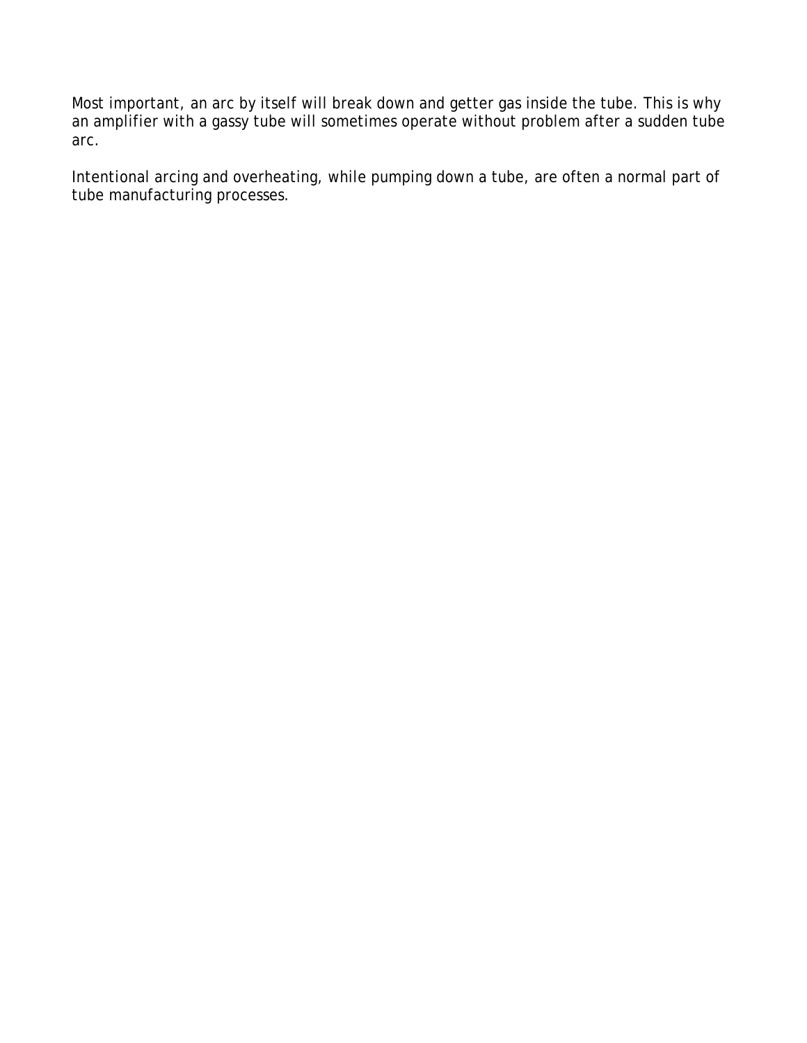Most important, an arc by itself will break down and getter gas inside the tube. This is why an amplifier with a gassy tube will sometimes operate without problem after a sudden tube arc.

Intentional arcing and overheating, while pumping down a tube, are often a normal part of tube manufacturing processes.